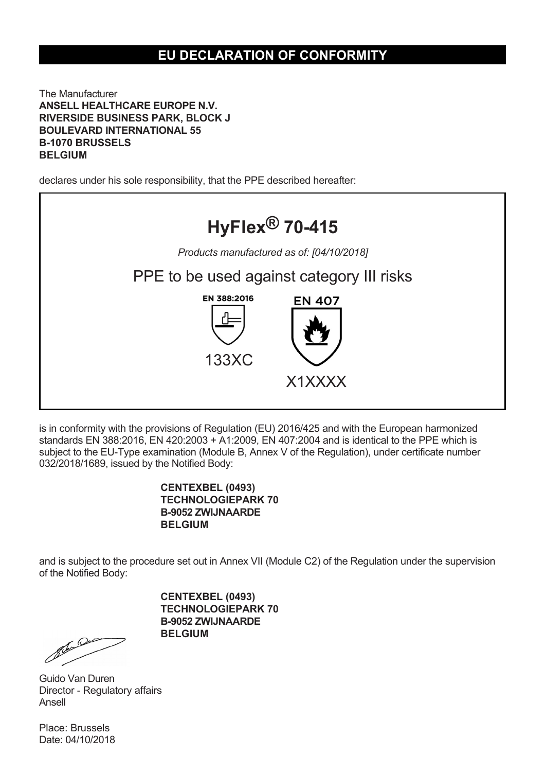# EU DECLARATION OF CONFORMITY

The Manufacturer
**ANSELL HEALTHCARE EUROPE N.V.**
**RIVERSIDE BUSINESS PARK, BLOCK J**
**BOULEVARD INTERNATIONAL 55**
**B-1070 BRUSSELS**
**BELGIUM**

declares under his sole responsibility, that the PPE described hereafter:

## HyFlex® 70-415

*Products manufactured as of: [04/10/2018]*

PPE to be used against category III risks

EN 388:2016

133XC

EN 407

X1XXXX

is in conformity with the provisions of Regulation (EU) 2016/425 and with the European harmonized standards EN 388:2016, EN 420:2003 + A1:2009, EN 407:2004 and is identical to the PPE which is subject to the EU-Type examination (Module B, Annex V of the Regulation), under certificate number 032/2018/1689, issued by the Notified Body:

**CENTEXBEL (0493)**
**TECHNOLOGIEPARK 70**
**B-9052 ZWIJNAARDE**
**BELGIUM**

and is subject to the procedure set out in Annex VII (Module C2) of the Regulation under the supervision of the Notified Body:

**CENTEXBEL (0493)**
**TECHNOLOGIEPARK 70**
**B-9052 ZWIJNAARDE**
**BELGIUM**

Guido Van Duren
Director - Regulatory affairs
Ansell

Place: Brussels
Date: 04/10/2018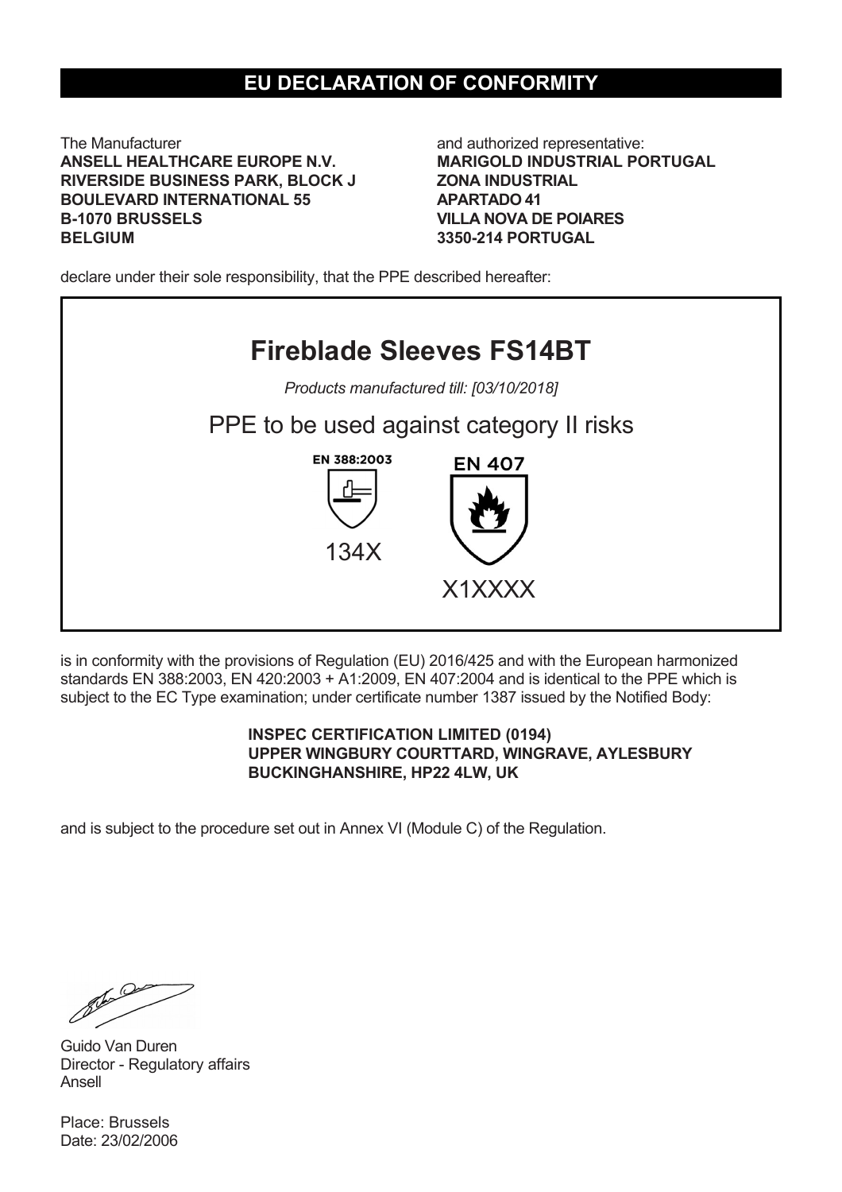# EU DECLARATION OF CONFORMITY

The Manufacturer
**ANSELL HEALTHCARE EUROPE N.V.**
**RIVERSIDE BUSINESS PARK, BLOCK J**
**BOULEVARD INTERNATIONAL 55**
**B-1070 BRUSSELS**
**BELGIUM**

and authorized representative:
**MARIGOLD INDUSTRIAL PORTUGAL**
**ZONA INDUSTRIAL**
**APARTADO 41**
**VILLA NOVA DE POIARES**
**3350-214 PORTUGAL**

declare under their sole responsibility, that the PPE described hereafter:

## Fireblade Sleeves FS14BT

*Products manufactured till: [03/10/2018]*

PPE to be used against category II risks

EN 388:2003

134X

EN 407

X1XXXX

is in conformity with the provisions of Regulation (EU) 2016/425 and with the European harmonized standards EN 388:2003, EN 420:2003 + A1:2009, EN 407:2004 and is identical to the PPE which is subject to the EC Type examination; under certificate number 1387 issued by the Notified Body:

**INSPEC CERTIFICATION LIMITED (0194)**
**UPPER WINGBURY COURTTARD, WINGRAVE, AYLESBURY**
**BUCKINGHANSHIRE, HP22 4LW, UK**

and is subject to the procedure set out in Annex VI (Module C) of the Regulation.

Guido Van Duren
Director - Regulatory affairs
Ansell

Place: Brussels
Date: 23/02/2006